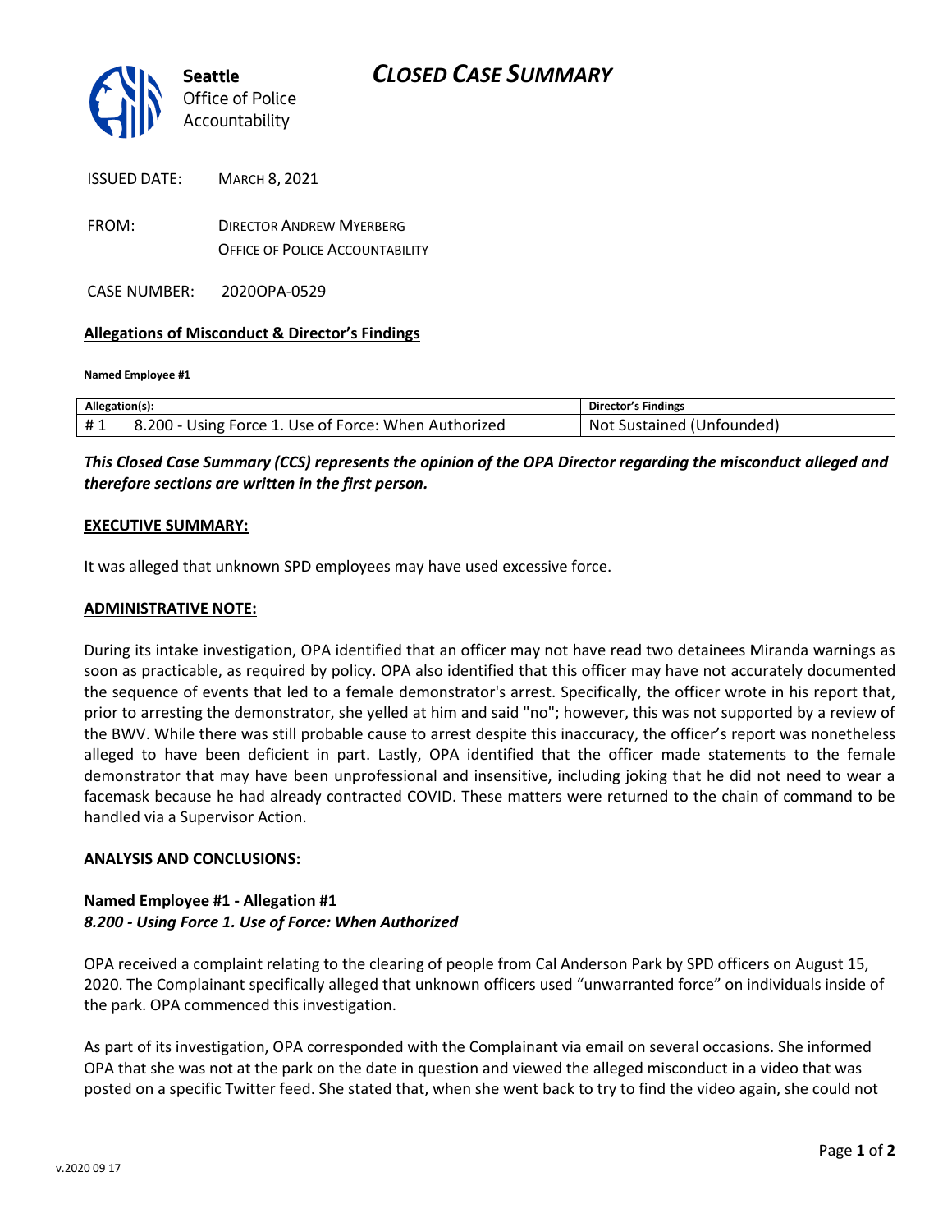Seattle Office of Police Accountability

# CLOSED CASE SUMMARY

ISSUED DATE: MARCH 8, 2021

FROM: DIRECTOR ANDREW MYERBERG
OFFICE OF POLICE ACCOUNTABILITY

CASE NUMBER: 2020OPA-0529

**Allegations of Misconduct & Director's Findings**

**Named Employee #1**

| Allegation(s): | | Director's Findings |
|---|---|---|
| # 1 | 8.200 - Using Force 1. Use of Force: When Authorized | Not Sustained (Unfounded) |

***This Closed Case Summary (CCS) represents the opinion of the OPA Director regarding the misconduct alleged and therefore sections are written in the first person.***

**EXECUTIVE SUMMARY:**

It was alleged that unknown SPD employees may have used excessive force.

**ADMINISTRATIVE NOTE:**

During its intake investigation, OPA identified that an officer may not have read two detainees Miranda warnings as soon as practicable, as required by policy. OPA also identified that this officer may have not accurately documented the sequence of events that led to a female demonstrator's arrest. Specifically, the officer wrote in his report that, prior to arresting the demonstrator, she yelled at him and said "no"; however, this was not supported by a review of the BWV. While there was still probable cause to arrest despite this inaccuracy, the officer's report was nonetheless alleged to have been deficient in part. Lastly, OPA identified that the officer made statements to the female demonstrator that may have been unprofessional and insensitive, including joking that he did not need to wear a facemask because he had already contracted COVID. These matters were returned to the chain of command to be handled via a Supervisor Action.

**ANALYSIS AND CONCLUSIONS:**

**Named Employee #1 - Allegation #1**
***8.200 - Using Force 1. Use of Force: When Authorized***

OPA received a complaint relating to the clearing of people from Cal Anderson Park by SPD officers on August 15, 2020. The Complainant specifically alleged that unknown officers used "unwarranted force" on individuals inside of the park. OPA commenced this investigation.

As part of its investigation, OPA corresponded with the Complainant via email on several occasions. She informed OPA that she was not at the park on the date in question and viewed the alleged misconduct in a video that was posted on a specific Twitter feed. She stated that, when she went back to try to find the video again, she could not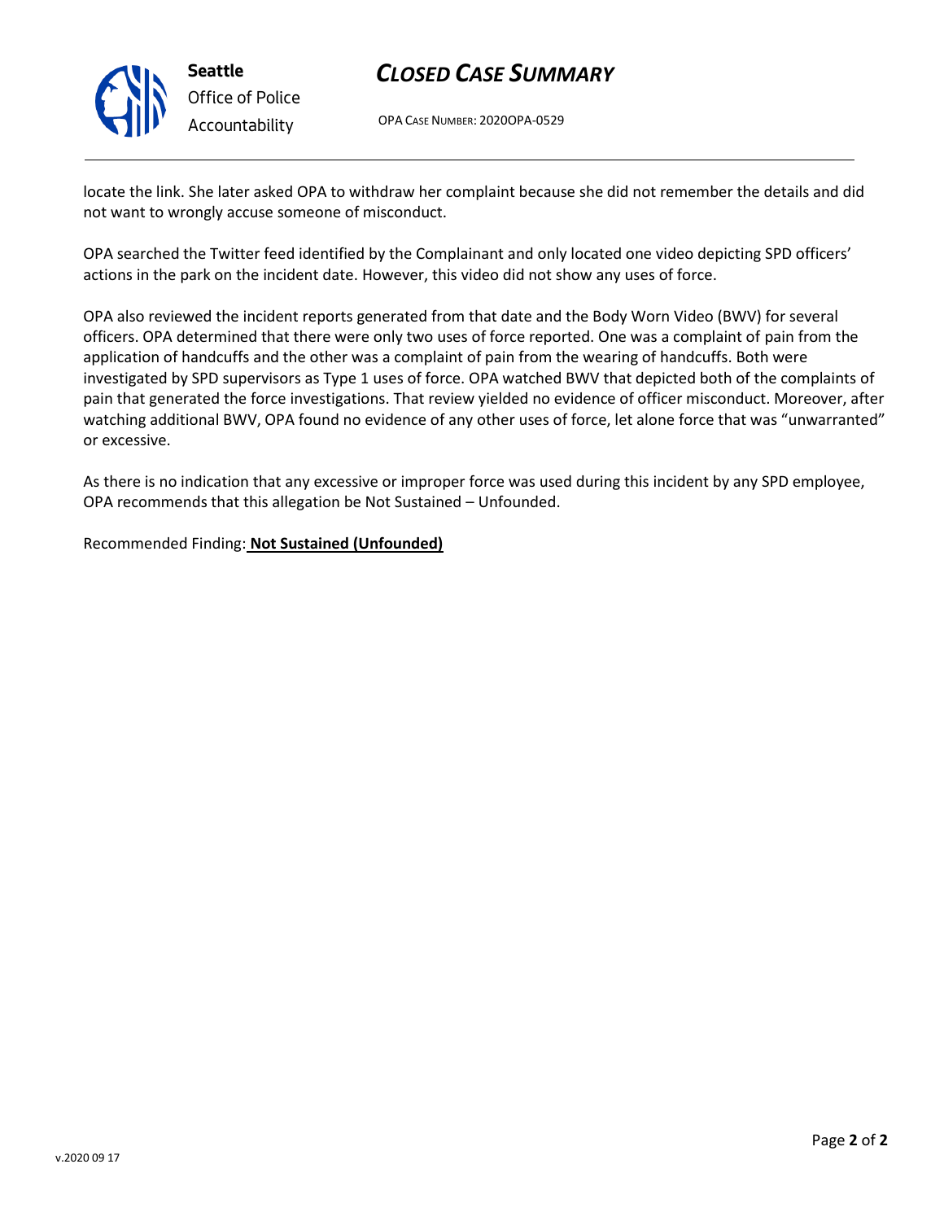locate the link. She later asked OPA to withdraw her complaint because she did not remember the details and did not want to wrongly accuse someone of misconduct.

OPA searched the Twitter feed identified by the Complainant and only located one video depicting SPD officers' actions in the park on the incident date. However, this video did not show any uses of force.

OPA also reviewed the incident reports generated from that date and the Body Worn Video (BWV) for several officers. OPA determined that there were only two uses of force reported. One was a complaint of pain from the application of handcuffs and the other was a complaint of pain from the wearing of handcuffs. Both were investigated by SPD supervisors as Type 1 uses of force. OPA watched BWV that depicted both of the complaints of pain that generated the force investigations. That review yielded no evidence of officer misconduct. Moreover, after watching additional BWV, OPA found no evidence of any other uses of force, let alone force that was "unwarranted" or excessive.

As there is no indication that any excessive or improper force was used during this incident by any SPD employee, OPA recommends that this allegation be Not Sustained – Unfounded.

Recommended Finding: **Not Sustained (Unfounded)**